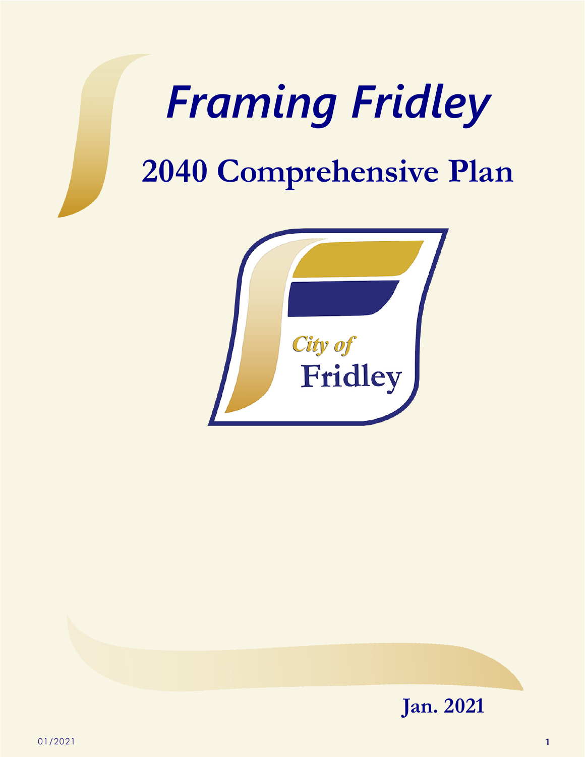# *Framing Fridley*

## 2040 Comprehensive Plan

City of Fridley

**Jan. 2021**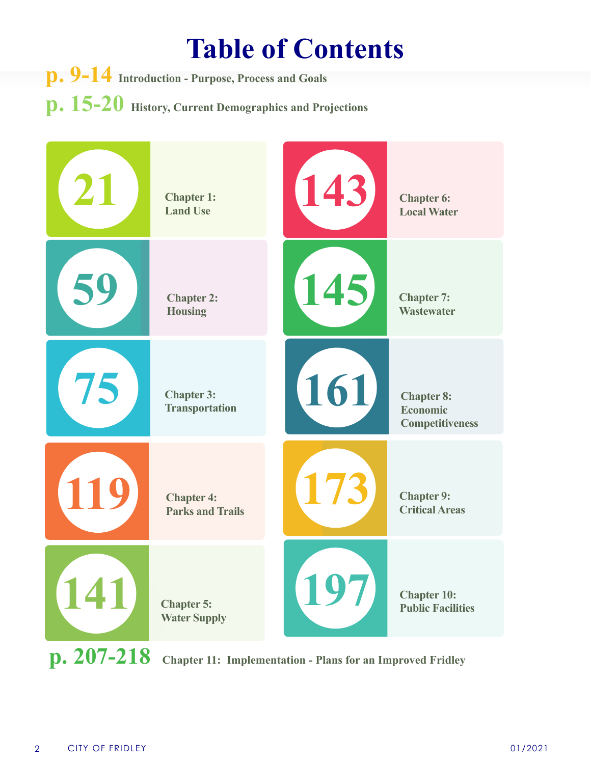# Table of Contents

**p. 9-14** Introduction - Purpose, Process and Goals

**p. 15-20** History, Current Demographics and Projections

| Page | Chapter |
|---|---|
| 21 | Chapter 1: Land Use |
| 59 | Chapter 2: Housing |
| 75 | Chapter 3: Transportation |
| 119 | Chapter 4: Parks and Trails |
| 141 | Chapter 5: Water Supply |
| 143 | Chapter 6: Local Water |
| 145 | Chapter 7: Wastewater |
| 161 | Chapter 8: Economic Competitiveness |
| 173 | Chapter 9: Critical Areas |
| 197 | Chapter 10: Public Facilities |

**p. 207-218** Chapter 11: Implementation - Plans for an Improved Fridley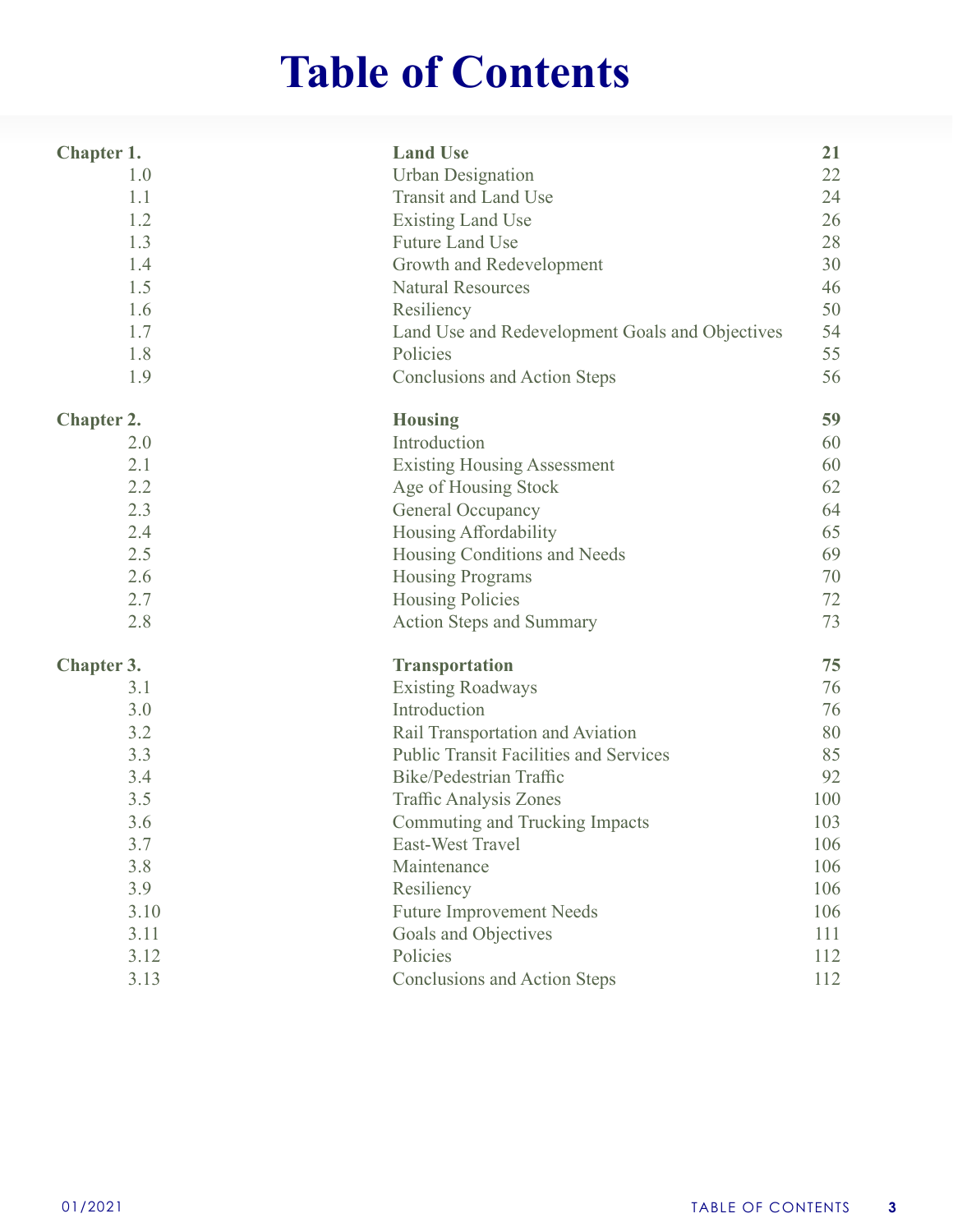# Table of Contents

| | | |
|---|---|---|
| **Chapter 1.** | **Land Use** | **21** |
| 1.0 | Urban Designation | 22 |
| 1.1 | Transit and Land Use | 24 |
| 1.2 | Existing Land Use | 26 |
| 1.3 | Future Land Use | 28 |
| 1.4 | Growth and Redevelopment | 30 |
| 1.5 | Natural Resources | 46 |
| 1.6 | Resiliency | 50 |
| 1.7 | Land Use and Redevelopment Goals and Objectives | 54 |
| 1.8 | Policies | 55 |
| 1.9 | Conclusions and Action Steps | 56 |
| **Chapter 2.** | **Housing** | **59** |
| 2.0 | Introduction | 60 |
| 2.1 | Existing Housing Assessment | 60 |
| 2.2 | Age of Housing Stock | 62 |
| 2.3 | General Occupancy | 64 |
| 2.4 | Housing Affordability | 65 |
| 2.5 | Housing Conditions and Needs | 69 |
| 2.6 | Housing Programs | 70 |
| 2.7 | Housing Policies | 72 |
| 2.8 | Action Steps and Summary | 73 |
| **Chapter 3.** | **Transportation** | **75** |
| 3.1 | Existing Roadways | 76 |
| 3.0 | Introduction | 76 |
| 3.2 | Rail Transportation and Aviation | 80 |
| 3.3 | Public Transit Facilities and Services | 85 |
| 3.4 | Bike/Pedestrian Traffic | 92 |
| 3.5 | Traffic Analysis Zones | 100 |
| 3.6 | Commuting and Trucking Impacts | 103 |
| 3.7 | East-West Travel | 106 |
| 3.8 | Maintenance | 106 |
| 3.9 | Resiliency | 106 |
| 3.10 | Future Improvement Needs | 106 |
| 3.11 | Goals and Objectives | 111 |
| 3.12 | Policies | 112 |
| 3.13 | Conclusions and Action Steps | 112 |

01/2021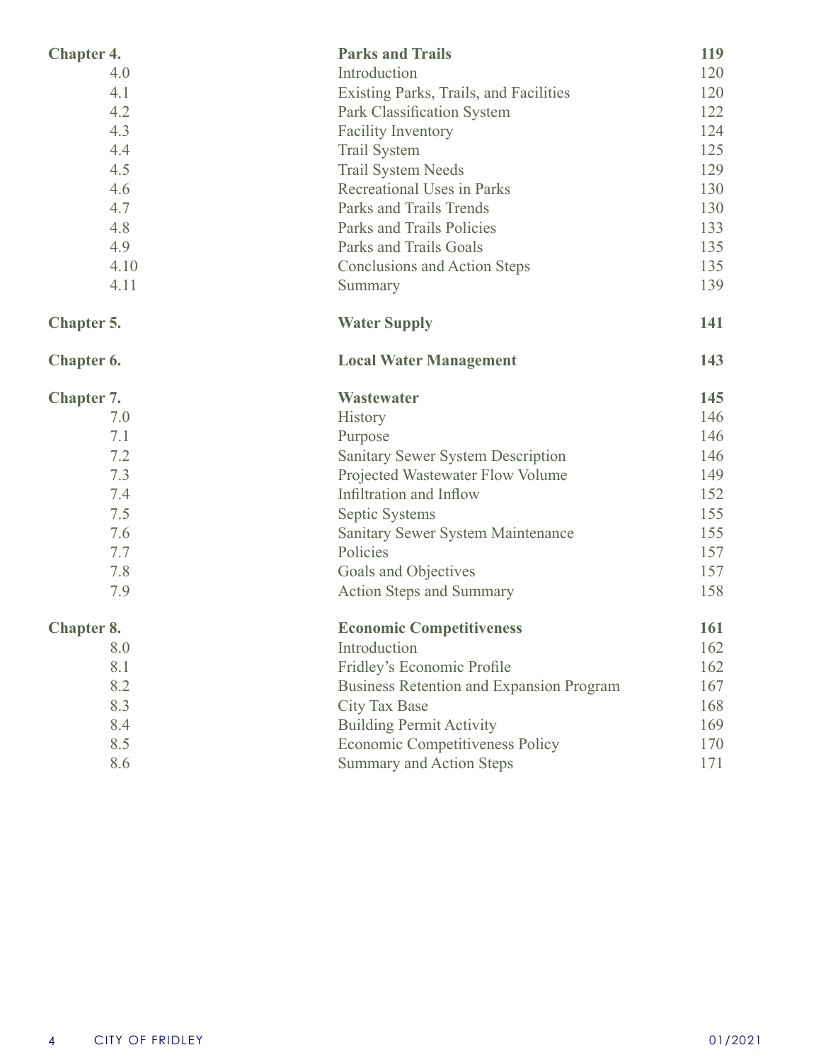| | | |
|---|---|---|
| **Chapter 4.** | **Parks and Trails** | **119** |
| 4.0 | Introduction | 120 |
| 4.1 | Existing Parks, Trails, and Facilities | 120 |
| 4.2 | Park Classification System | 122 |
| 4.3 | Facility Inventory | 124 |
| 4.4 | Trail System | 125 |
| 4.5 | Trail System Needs | 129 |
| 4.6 | Recreational Uses in Parks | 130 |
| 4.7 | Parks and Trails Trends | 130 |
| 4.8 | Parks and Trails Policies | 133 |
| 4.9 | Parks and Trails Goals | 135 |
| 4.10 | Conclusions and Action Steps | 135 |
| 4.11 | Summary | 139 |
| **Chapter 5.** | **Water Supply** | **141** |
| **Chapter 6.** | **Local Water Management** | **143** |
| **Chapter 7.** | **Wastewater** | **145** |
| 7.0 | History | 146 |
| 7.1 | Purpose | 146 |
| 7.2 | Sanitary Sewer System Description | 146 |
| 7.3 | Projected Wastewater Flow Volume | 149 |
| 7.4 | Infiltration and Inflow | 152 |
| 7.5 | Septic Systems | 155 |
| 7.6 | Sanitary Sewer System Maintenance | 155 |
| 7.7 | Policies | 157 |
| 7.8 | Goals and Objectives | 157 |
| 7.9 | Action Steps and Summary | 158 |
| **Chapter 8.** | **Economic Competitiveness** | **161** |
| 8.0 | Introduction | 162 |
| 8.1 | Fridley's Economic Profile | 162 |
| 8.2 | Business Retention and Expansion Program | 167 |
| 8.3 | City Tax Base | 168 |
| 8.4 | Building Permit Activity | 169 |
| 8.5 | Economic Competitiveness Policy | 170 |
| 8.6 | Summary and Action Steps | 171 |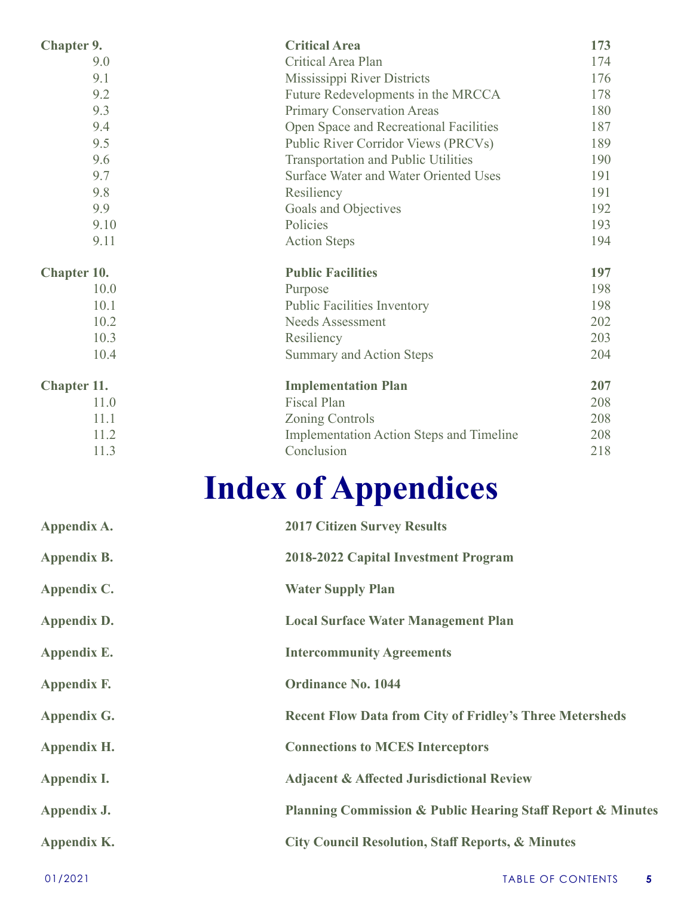| | | |
|---|---|---|
| **Chapter 9.** | **Critical Area** | **173** |
| 9.0 | Critical Area Plan | 174 |
| 9.1 | Mississippi River Districts | 176 |
| 9.2 | Future Redevelopments in the MRCCA | 178 |
| 9.3 | Primary Conservation Areas | 180 |
| 9.4 | Open Space and Recreational Facilities | 187 |
| 9.5 | Public River Corridor Views (PRCVs) | 189 |
| 9.6 | Transportation and Public Utilities | 190 |
| 9.7 | Surface Water and Water Oriented Uses | 191 |
| 9.8 | Resiliency | 191 |
| 9.9 | Goals and Objectives | 192 |
| 9.10 | Policies | 193 |
| 9.11 | Action Steps | 194 |
| **Chapter 10.** | **Public Facilities** | **197** |
| 10.0 | Purpose | 198 |
| 10.1 | Public Facilities Inventory | 198 |
| 10.2 | Needs Assessment | 202 |
| 10.3 | Resiliency | 203 |
| 10.4 | Summary and Action Steps | 204 |
| **Chapter 11.** | **Implementation Plan** | **207** |
| 11.0 | Fiscal Plan | 208 |
| 11.1 | Zoning Controls | 208 |
| 11.2 | Implementation Action Steps and Timeline | 208 |
| 11.3 | Conclusion | 218 |

# Index of Appendices

| | |
|---|---|
| **Appendix A.** | **2017 Citizen Survey Results** |
| **Appendix B.** | **2018-2022 Capital Investment Program** |
| **Appendix C.** | **Water Supply Plan** |
| **Appendix D.** | **Local Surface Water Management Plan** |
| **Appendix E.** | **Intercommunity Agreements** |
| **Appendix F.** | **Ordinance No. 1044** |
| **Appendix G.** | **Recent Flow Data from City of Fridley's Three Metersheds** |
| **Appendix H.** | **Connections to MCES Interceptors** |
| **Appendix I.** | **Adjacent & Affected Jurisdictional Review** |
| **Appendix J.** | **Planning Commission & Public Hearing Staff Report & Minutes** |
| **Appendix K.** | **City Council Resolution, Staff Reports, & Minutes** |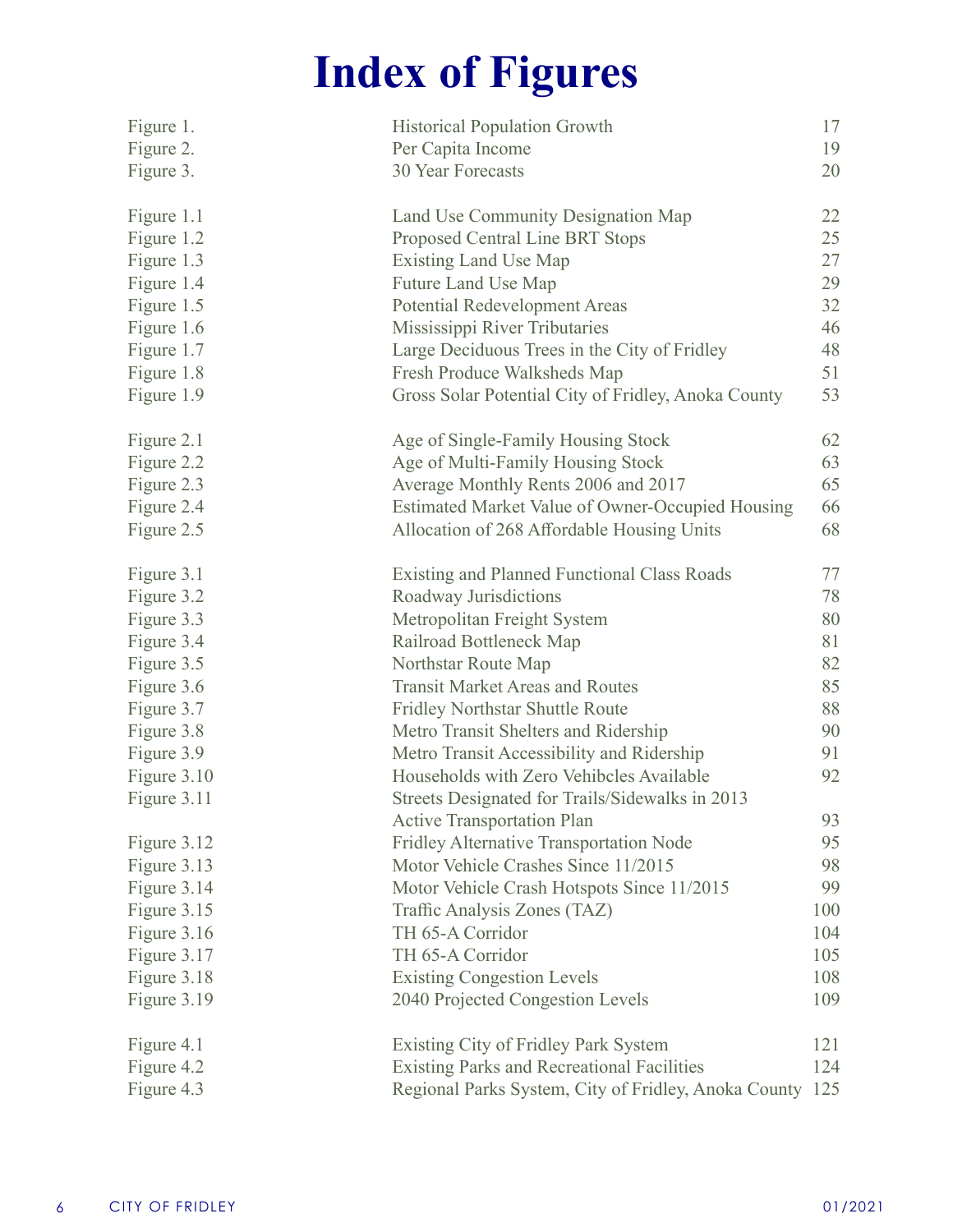# Index of Figures

| | | |
|---|---|---|
| Figure 1. | Historical Population Growth | 17 |
| Figure 2. | Per Capita Income | 19 |
| Figure 3. | 30 Year Forecasts | 20 |
| | | |
| Figure 1.1 | Land Use Community Designation Map | 22 |
| Figure 1.2 | Proposed Central Line BRT Stops | 25 |
| Figure 1.3 | Existing Land Use Map | 27 |
| Figure 1.4 | Future Land Use Map | 29 |
| Figure 1.5 | Potential Redevelopment Areas | 32 |
| Figure 1.6 | Mississippi River Tributaries | 46 |
| Figure 1.7 | Large Deciduous Trees in the City of Fridley | 48 |
| Figure 1.8 | Fresh Produce Walksheds Map | 51 |
| Figure 1.9 | Gross Solar Potential City of Fridley, Anoka County | 53 |
| | | |
| Figure 2.1 | Age of Single-Family Housing Stock | 62 |
| Figure 2.2 | Age of Multi-Family Housing Stock | 63 |
| Figure 2.3 | Average Monthly Rents 2006 and 2017 | 65 |
| Figure 2.4 | Estimated Market Value of Owner-Occupied Housing | 66 |
| Figure 2.5 | Allocation of 268 Affordable Housing Units | 68 |
| | | |
| Figure 3.1 | Existing and Planned Functional Class Roads | 77 |
| Figure 3.2 | Roadway Jurisdictions | 78 |
| Figure 3.3 | Metropolitan Freight System | 80 |
| Figure 3.4 | Railroad Bottleneck Map | 81 |
| Figure 3.5 | Northstar Route Map | 82 |
| Figure 3.6 | Transit Market Areas and Routes | 85 |
| Figure 3.7 | Fridley Northstar Shuttle Route | 88 |
| Figure 3.8 | Metro Transit Shelters and Ridership | 90 |
| Figure 3.9 | Metro Transit Accessibility and Ridership | 91 |
| Figure 3.10 | Households with Zero Vehibcles Available | 92 |
| Figure 3.11 | Streets Designated for Trails/Sidewalks in 2013 Active Transportation Plan | 93 |
| Figure 3.12 | Fridley Alternative Transportation Node | 95 |
| Figure 3.13 | Motor Vehicle Crashes Since 11/2015 | 98 |
| Figure 3.14 | Motor Vehicle Crash Hotspots Since 11/2015 | 99 |
| Figure 3.15 | Traffic Analysis Zones (TAZ) | 100 |
| Figure 3.16 | TH 65-A Corridor | 104 |
| Figure 3.17 | TH 65-A Corridor | 105 |
| Figure 3.18 | Existing Congestion Levels | 108 |
| Figure 3.19 | 2040 Projected Congestion Levels | 109 |
| | | |
| Figure 4.1 | Existing City of Fridley Park System | 121 |
| Figure 4.2 | Existing Parks and Recreational Facilities | 124 |
| Figure 4.3 | Regional Parks System, City of Fridley, Anoka County | 125 |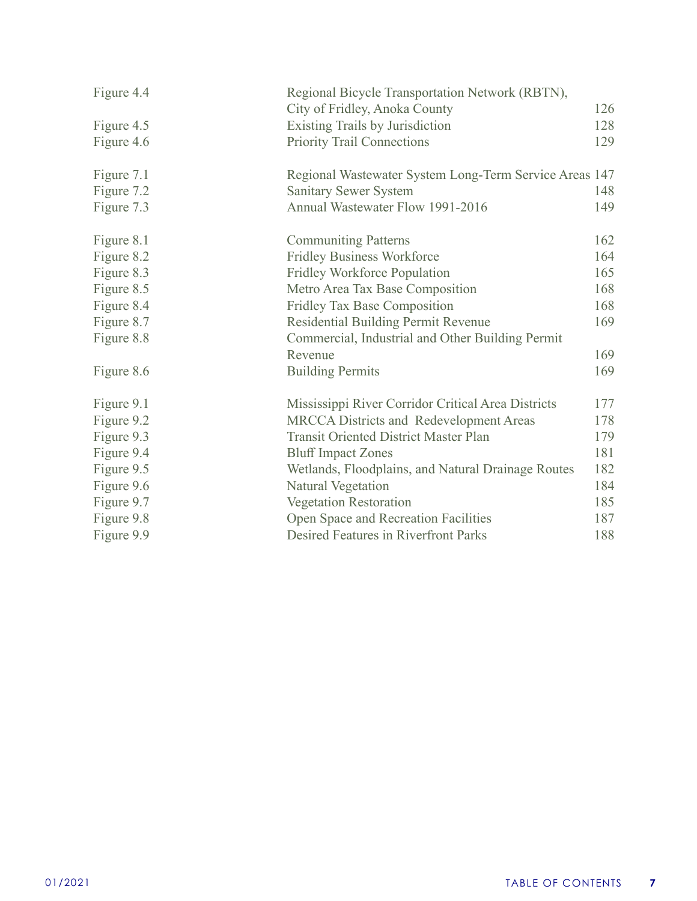| | | |
|---|---|---|
| Figure 4.4 | Regional Bicycle Transportation Network (RBTN), City of Fridley, Anoka County | 126 |
| Figure 4.5 | Existing Trails by Jurisdiction | 128 |
| Figure 4.6 | Priority Trail Connections | 129 |
| | | |
| Figure 7.1 | Regional Wastewater System Long-Term Service Areas | 147 |
| Figure 7.2 | Sanitary Sewer System | 148 |
| Figure 7.3 | Annual Wastewater Flow 1991-2016 | 149 |
| | | |
| Figure 8.1 | Communiting Patterns | 162 |
| Figure 8.2 | Fridley Business Workforce | 164 |
| Figure 8.3 | Fridley Workforce Population | 165 |
| Figure 8.5 | Metro Area Tax Base Composition | 168 |
| Figure 8.4 | Fridley Tax Base Composition | 168 |
| Figure 8.7 | Residential Building Permit Revenue | 169 |
| Figure 8.8 | Commercial, Industrial and Other Building Permit Revenue | 169 |
| Figure 8.6 | Building Permits | 169 |
| | | |
| Figure 9.1 | Mississippi River Corridor Critical Area Districts | 177 |
| Figure 9.2 | MRCCA Districts and Redevelopment Areas | 178 |
| Figure 9.3 | Transit Oriented District Master Plan | 179 |
| Figure 9.4 | Bluff Impact Zones | 181 |
| Figure 9.5 | Wetlands, Floodplains, and Natural Drainage Routes | 182 |
| Figure 9.6 | Natural Vegetation | 184 |
| Figure 9.7 | Vegetation Restoration | 185 |
| Figure 9.8 | Open Space and Recreation Facilities | 187 |
| Figure 9.9 | Desired Features in Riverfront Parks | 188 |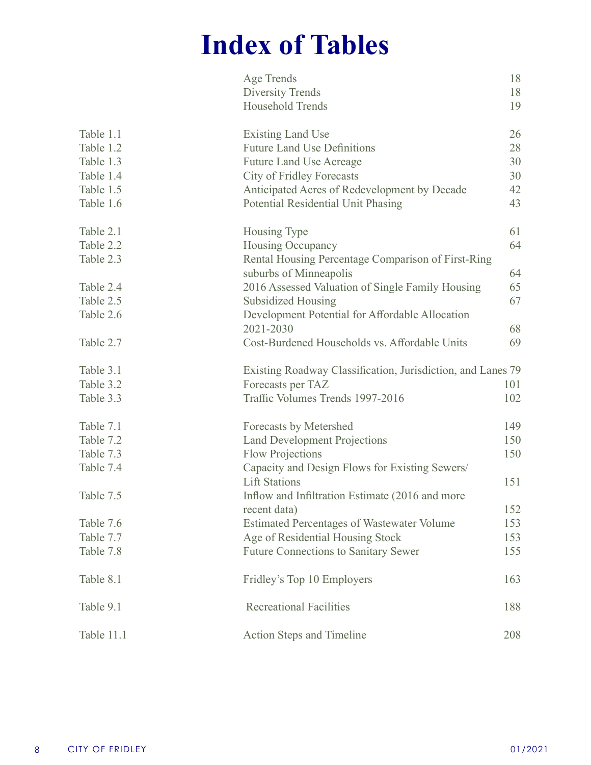# Index of Tables

| | | |
|---|---|---|
| | Age Trends | 18 |
| | Diversity Trends | 18 |
| | Household Trends | 19 |
| Table 1.1 | Existing Land Use | 26 |
| Table 1.2 | Future Land Use Definitions | 28 |
| Table 1.3 | Future Land Use Acreage | 30 |
| Table 1.4 | City of Fridley Forecasts | 30 |
| Table 1.5 | Anticipated Acres of Redevelopment by Decade | 42 |
| Table 1.6 | Potential Residential Unit Phasing | 43 |
| Table 2.1 | Housing Type | 61 |
| Table 2.2 | Housing Occupancy | 64 |
| Table 2.3 | Rental Housing Percentage Comparison of First-Ring suburbs of Minneapolis | 64 |
| Table 2.4 | 2016 Assessed Valuation of Single Family Housing | 65 |
| Table 2.5 | Subsidized Housing | 67 |
| Table 2.6 | Development Potential for Affordable Allocation 2021-2030 | 68 |
| Table 2.7 | Cost-Burdened Households vs. Affordable Units | 69 |
| Table 3.1 | Existing Roadway Classification, Jurisdiction, and Lanes | 79 |
| Table 3.2 | Forecasts per TAZ | 101 |
| Table 3.3 | Traffic Volumes Trends 1997-2016 | 102 |
| Table 7.1 | Forecasts by Metershed | 149 |
| Table 7.2 | Land Development Projections | 150 |
| Table 7.3 | Flow Projections | 150 |
| Table 7.4 | Capacity and Design Flows for Existing Sewers/ Lift Stations | 151 |
| Table 7.5 | Inflow and Infiltration Estimate (2016 and more recent data) | 152 |
| Table 7.6 | Estimated Percentages of Wastewater Volume | 153 |
| Table 7.7 | Age of Residential Housing Stock | 153 |
| Table 7.8 | Future Connections to Sanitary Sewer | 155 |
| Table 8.1 | Fridley's Top 10 Employers | 163 |
| Table 9.1 | Recreational Facilities | 188 |
| Table 11.1 | Action Steps and Timeline | 208 |